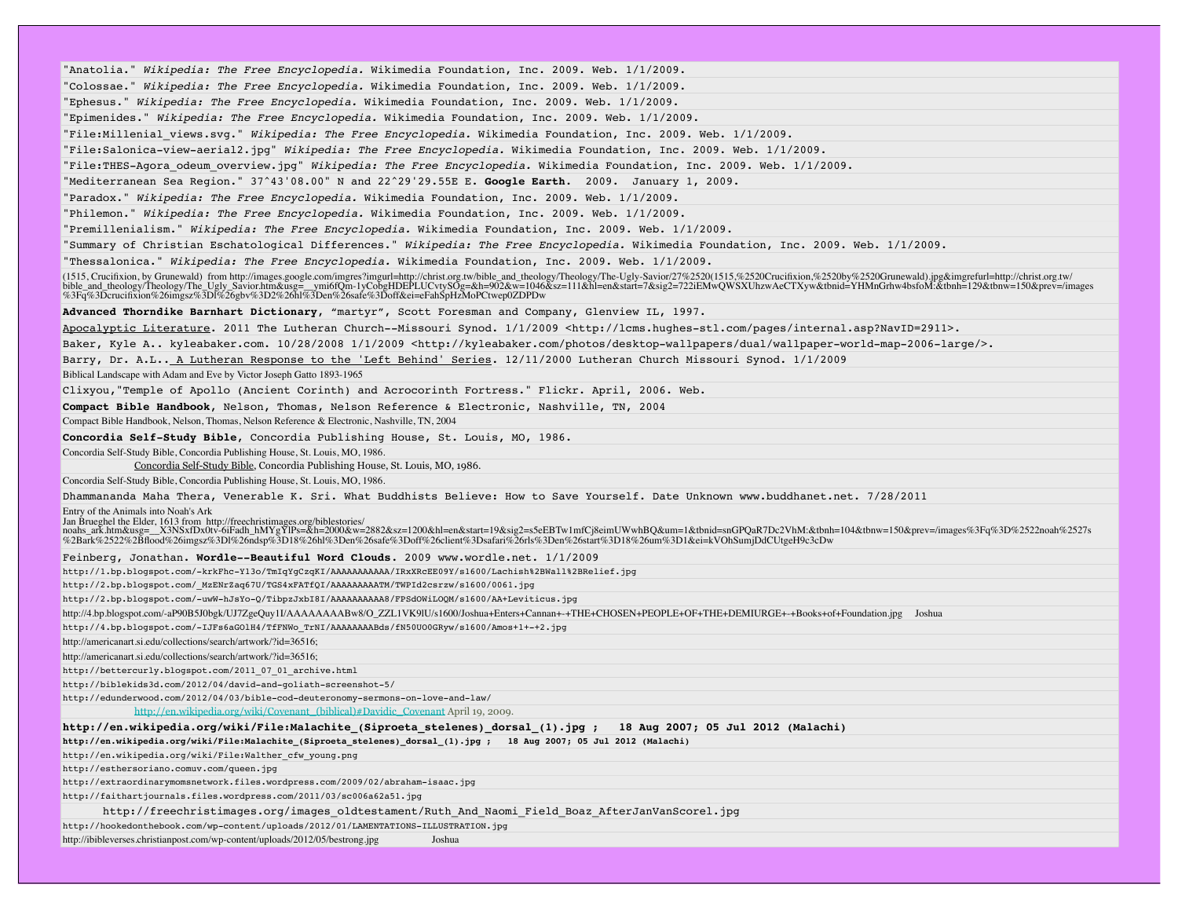"Anatolia." *Wikipedia: The Free Encyclopedia.* Wikimedia Foundation, Inc. 2009. Web. 1/1/2009.

"Colossae." *Wikipedia: The Free Encyclopedia.* Wikimedia Foundation, Inc. 2009. Web. 1/1/2009.

"Ephesus." *Wikipedia: The Free Encyclopedia.* Wikimedia Foundation, Inc. 2009. Web. 1/1/2009.

"Epimenides." *Wikipedia: The Free Encyclopedia.* Wikimedia Foundation, Inc. 2009. Web. 1/1/2009.

"File:Millenial_views.svg." *Wikipedia: The Free Encyclopedia.* Wikimedia Foundation, Inc. 2009. Web. 1/1/2009.

"File:Salonica-view-aerial2.jpg" *Wikipedia: The Free Encyclopedia.* Wikimedia Foundation, Inc. 2009. Web. 1/1/2009.

"File:THES-Agora_odeum_overview.jpg" *Wikipedia: The Free Encyclopedia.* Wikimedia Foundation, Inc. 2009. Web. 1/1/2009.

"Mediterranean Sea Region." 37^43'08.00" N and 22^29'29.55E E. **Google Earth.** 2009. January 1, 2009.

"Paradox." *Wikipedia: The Free Encyclopedia.* Wikimedia Foundation, Inc. 2009. Web. 1/1/2009.

"Philemon." *Wikipedia: The Free Encyclopedia.* Wikimedia Foundation, Inc. 2009. Web. 1/1/2009.

"Premillenialism." *Wikipedia: The Free Encyclopedia.* Wikimedia Foundation, Inc. 2009. Web. 1/1/2009.

"Summary of Christian Eschatological Differences." *Wikipedia: The Free Encyclopedia.* Wikimedia Foundation, Inc. 2009. Web. 1/1/2009.

"Thessalonica." *Wikipedia: The Free Encyclopedia.* Wikimedia Foundation, Inc. 2009. Web. 1/1/2009.

(1515, Crucifixion, by Grunewald) from http://images.google.com/imgres?imgurl=http://christ.org.tw/bible_and_theology/Theology/The-Ugly-Savior/27%2520(1515,%2520Crucifixion,%2520by%2520Grunewald).jpg&imgrefurl=http://christ.org.tw/bible_and_theology/Theology/The_Ugly_Savior.htm&usg=__ymi6fQm-1yCobgHDEPLUCvtySOg=&h=902&w=1046&sz=111&hl=en&start=7&sig2=722iEMwQWSXUhzwAeCTXyw&tbnid=YHMnGrhw4bsfoM:&tbnh=129&tbnw=150&prev=/images%3Fq%3Dcrucifixion%26imgsz%3Dl%26gbv%3D2%26hl%3Den%26safe%3Doff&ei=eFahSpHzMoPCtwep0ZDPDw

**Advanced Thorndike Barnhart Dictionary**, "martyr", Scott Foresman and Company, Glenview IL, 1997.

Apocalyptic Literature. 2011 The Lutheran Church--Missouri Synod. 1/1/2009 <http://lcms.hughes-stl.com/pages/internal.asp?NavID=2911>.

Baker, Kyle A.. kyleabaker.com. 10/28/2008 1/1/2009 <http://kyleabaker.com/photos/desktop-wallpapers/dual/wallpaper-world-map-2006-large/>.

Barry, Dr. A.L.. A Lutheran Response to the 'Left Behind' Series. 12/11/2000 Lutheran Church Missouri Synod. 1/1/2009

Biblical Landscape with Adam and Eve by Victor Joseph Gatto 1893-1965

Clixyou,"Temple of Apollo (Ancient Corinth) and Acrocorinth Fortress." Flickr. April, 2006. Web.

**Compact Bible Handbook**, Nelson, Thomas, Nelson Reference & Electronic, Nashville, TN, 2004

Compact Bible Handbook, Nelson, Thomas, Nelson Reference & Electronic, Nashville, TN, 2004

**Concordia Self-Study Bible**, Concordia Publishing House, St. Louis, MO, 1986.

Concordia Self-Study Bible, Concordia Publishing House, St. Louis, MO, 1986.

Concordia Self-Study Bible, Concordia Publishing House, St. Louis, MO, 1986.

Concordia Self-Study Bible, Concordia Publishing House, St. Louis, MO, 1986.

Dhammananda Maha Thera, Venerable K. Sri. What Buddhists Believe: How to Save Yourself. Date Unknown www.buddhanet.net. 7/28/2011

Entry of the Animals into Noah's Ark
Jan Brueghel the Elder, 1613 from http://freechristimages.org/biblestories/noahs_ark.htm&usg=__X3NSxfDx0tv-6iFadh_hMYgYlPs=&h=2000&w=2882&sz=1200&hl=en&start=19&sig2=s5eEBTw1mfCj8eimUWwhBQ&um=1&tbnid=snGPQaR7Dc2VhM:&tbnh=104&tbnw=150&prev=/images%3Fq%3D%2522noah%2527s%2Bark%2522%2Bflood%26imgsz%3Dl%26ndsp%3D18%26hl%3Den%26safe%3Doff%26client%3Dsafari%26rls%3Den%26start%3D18%26um%3D1&ei=kVOhSumjDdCUtgeH9c3cDw

Feinberg, Jonathan. **Wordle--Beautiful Word Clouds.** 2009 www.wordle.net. 1/1/2009

http://1.bp.blogspot.com/-krkFhc-Y13o/TmIqYgCzqKI/AAAAAAAAAAA/IRxXRcEE09Y/s1600/Lachish%2BWall%2BRelief.jpg

http://2.bp.blogspot.com/_MzENrZaq67U/TGS4xFATfQI/AAAAAAAAATM/TWPId2csrzw/s1600/0061.jpg

http://2.bp.blogspot.com/-uwW-hJsYo-Q/TibpzJxbI8I/AAAAAAAAAA8/FPSd0WiLOQM/s1600/AA+Leviticus.jpg

http://4.bp.blogspot.com/-aP90B5J0bgk/UJ7ZgeQuy1I/AAAAAAAABw8/O_ZZL1VK9lU/s1600/Joshua+Enters+Cannan+-+THE+CHOSEN+PEOPLE+OF+THE+DEMIURGE+-+Books+of+Foundation.jpg Joshua

http://4.bp.blogspot.com/-IJFs6aGOlH4/TfFNWo_TrNI/AAAAAAAABds/fN50UO0GRyw/s1600/Amos+1+-+2.jpg

http://americanart.si.edu/collections/search/artwork/?id=36516;

http://americanart.si.edu/collections/search/artwork/?id=36516;

http://bettercurly.blogspot.com/2011_07_01_archive.html

http://biblekids3d.com/2012/04/david-and-goliath-screenshot-5/

http://edunderwood.com/2012/04/03/bible-cod-deuteronomy-sermons-on-love-and-law/

http://en.wikipedia.org/wiki/Covenant_(biblical)#Davidic_Covenant April 19, 2009.

**http://en.wikipedia.org/wiki/File:Malachite_(Siproeta_stelenes)_dorsal_(1).jpg ; 18 Aug 2007; 05 Jul 2012 (Malachi)**

**http://en.wikipedia.org/wiki/File:Malachite_(Siproeta_stelenes)_dorsal_(1).jpg ; 18 Aug 2007; 05 Jul 2012 (Malachi)**

http://en.wikipedia.org/wiki/File:Walther_cfw_young.png

http://esthersoriano.comuv.com/queen.jpg

http://extraordinarymomsnetwork.files.wordpress.com/2009/02/abraham-isaac.jpg

http://faithartjournals.files.wordpress.com/2011/03/sc006a62a51.jpg

http://freechristimages.org/images_oldtestament/Ruth_And_Naomi_Field_Boaz_AfterJanVanScorel.jpg

http://hookedonthebook.com/wp-content/uploads/2012/01/LAMENTATIONS-ILLUSTRATION.jpg

http://ibibleverses.christianpost.com/wp-content/uploads/2012/05/bestrong.jpg Joshua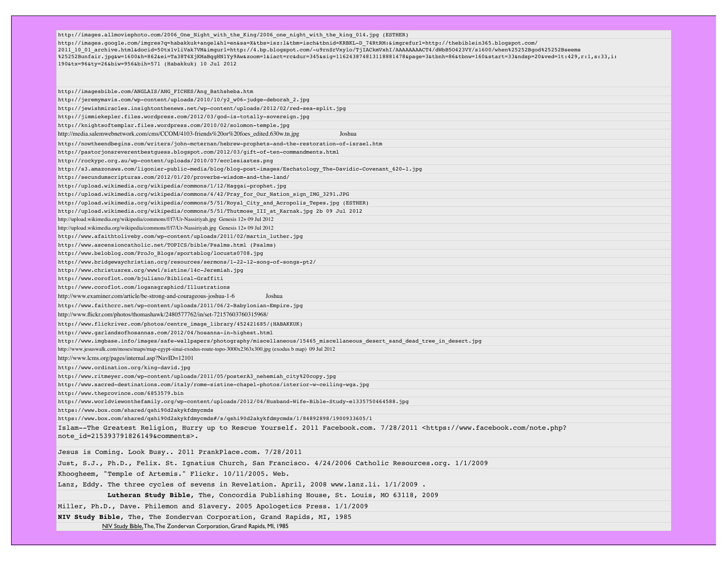http://images.allmoviephoto.com/2006_One_Night_with_the_King/2006_one_night_with_the_king_014.jpg (ESTHER)

http://images.google.com/imgres?q=habakkuk+angel&hl=en&sa=X&tbs=isz:l&tbm=isch&tbnid=KRBKL-D_74RtRM:&imgrefurl=http://thebiblein365.blogspot.com/2011_10_01_archive.html&docid=50tx1vliVak7VM&imgurl=http://4.bp.blogspot.com/-u9rnSrVxylo/TjIACkmVxhI/AAAAAAAACT4/dWbB5O423VY/s1600/when%25252Bgod%25252Bseems%25252Bunfair.jpg&w=1600&h=862&ei=Ta38T4XjKMaBqgHNlYy9Aw&zoom=1&iact=rc&dur=345&sig=116243874813118881478&page=3&tbnh=86&tbnw=160&start=33&ndsp=20&ved=1t:429,r:1,s:33,i:190&tx=96&ty=26&biw=956&bih=571 (Habakkuk) 10 Jul 2012

http://imagesbible.com/ANGLAIS/ANG_FICHES/Ang_Bathsheba.htm

http://jeremymavis.com/wp-content/uploads/2010/10/y2_w06-judge-deborah_2.jpg

http://jewishmiracles.insightonthenews.net/wp-content/uploads/2012/02/red-sea-split.jpg

http://jimmiekepler.files.wordpress.com/2012/03/god-is-totally-sovereign.jpg

http://knightsoftemplar.files.wordpress.com/2010/02/solomon-temple.jpg

http://media.salemwebnetwork.com/cms/CCOM/4103-friends%20or%20foes_edited.630w.tn.jpg Joshua

http://nowtheendbegins.com/writers/john-mcternan/hebrew-prophets-and-the-restoration-of-israel.htm

http://pastorjonsreverentbestguess.blogspot.com/2012/03/gift-of-ten-commandments.html

http://rockypc.org.au/wp-content/uploads/2010/07/ecclesiastes.png

http://s3.amazonaws.com/ligonier-public-media/blog/blog-post-images/Eschatology_The-Davidic-Covenant_620-1.jpg

http://secundumscripturas.com/2012/01/20/proverbs-wisdom-and-the-land/

http://upload.wikimedia.org/wikipedia/commons/1/12/Haggai-prophet.jpg

http://upload.wikimedia.org/wikipedia/commons/4/42/Pray_for_Our_Nation_sign_IMG_3291.JPG

http://upload.wikimedia.org/wikipedia/commons/5/51/Royal_City_and_Acropolis_Tepes.jpg (ESTHER)

http://upload.wikimedia.org/wikipedia/commons/5/51/Thutmose_III_at_Karnak.jpg 2b 09 Jul 2012

http://upload.wikimedia.org/wikipedia/commons/f/f7/Ur-Nassiriyah.jpg Genesis 12+ 09 Jul 2012

http://upload.wikimedia.org/wikipedia/commons/f/f7/Ur-Nassiriyah.jpg Genesis 12+ 09 Jul 2012

http://www.afaithtoliveby.com/wp-content/uploads/2011/02/martin_luther.jpg

http://www.ascensioncatholic.net/TOPICS/bible/Psalms.html (Psalms)

http://www.beloblog.com/ProJo_Blogs/sportsblog/locusts0708.jpg

http://www.bridgewaychristian.org/resources/sermons/1-22-12-song-of-songs-pt2/

http://www.christusrex.org/www1/sistine/14c-Jeremiah.jpg

http://www.coroflot.com/bjuliano/Biblical-Graffiti

http://www.coroflot.com/logansgraphicd/Illustrations

http://www.examiner.com/article/be-strong-and-courageous-joshua-1-6 Joshua

http://www.faithcrc.net/wp-content/uploads/2011/06/2-Babylonian-Empire.jpg

http://www.flickr.com/photos/thomashawk/2480577762/in/set-72157603760315968/

http://www.flickriver.com/photos/centre_image_library/452421685/(HABAKKUK)

http://www.garlandsofhosannas.com/2012/04/hosanna-in-highest.html

http://www.imgbase.info/images/safe-wallpapers/photography/miscellaneous/15465_miscellaneous_desert_sand_dead_tree_in_desert.jpg

http://www.jesuswalk.com/moses/maps/map-egypt-sinai-exodus-route-topo-3000x2363x300.jpg (exodus b map) 09 Jul 2012

http://www.lcms.org/pages/internal.asp?NavID=12101

http://www.ordination.org/king-david.jpg

http://www.ritmeyer.com/wp-content/uploads/2011/05/posterA3_nehemiah_city%20copy.jpg

http://www.sacred-destinations.com/italy/rome-sistine-chapel-photos/interior-w-ceiling-wga.jpg

http://www.theprovince.com/6853579.bin

http://www.worldviewonthefamily.org/wp-content/uploads/2012/04/Husband-Wife-Bible-Study-e1335750464588.jpg

https://www.box.com/shared/qshi90d2akykfdmycmds

https://www.box.com/shared/qshi90d2akykfdmycmds#/s/qshi90d2akykfdmycmds/1/84892898/1900933605/1

Islam--The Greatest Religion, Hurry up to Rescue Yourself. 2011 Facebook.com. 7/28/2011 <https://www.facebook.com/note.php?note_id=215393791826149&comments>.

Jesus is Coming. Look Busy.. 2011 PrankPlace.com. 7/28/2011

Just, S.J., Ph.D., Felix. St. Ignatius Church, San Francisco. 4/24/2006 Catholic Resources.org. 1/1/2009

Khoogheem, "Temple of Artemis." Flickr. 10/11/2005. Web.

Lanz, Eddy. The three cycles of sevens in Revelation. April, 2008 www.lanz.li. 1/1/2009 .

**Lutheran Study Bible**, The, Concordia Publishing House, St. Louis, MO 63118, 2009

Miller, Ph.D., Dave. Philemon and Slavery. 2005 Apologetics Press. 1/1/2009

**NIV Study Bible**, The, The Zondervan Corporation, Grand Rapids, MI, 1985

NIV Study Bible, The, The Zondervan Corporation, Grand Rapids, MI, 1985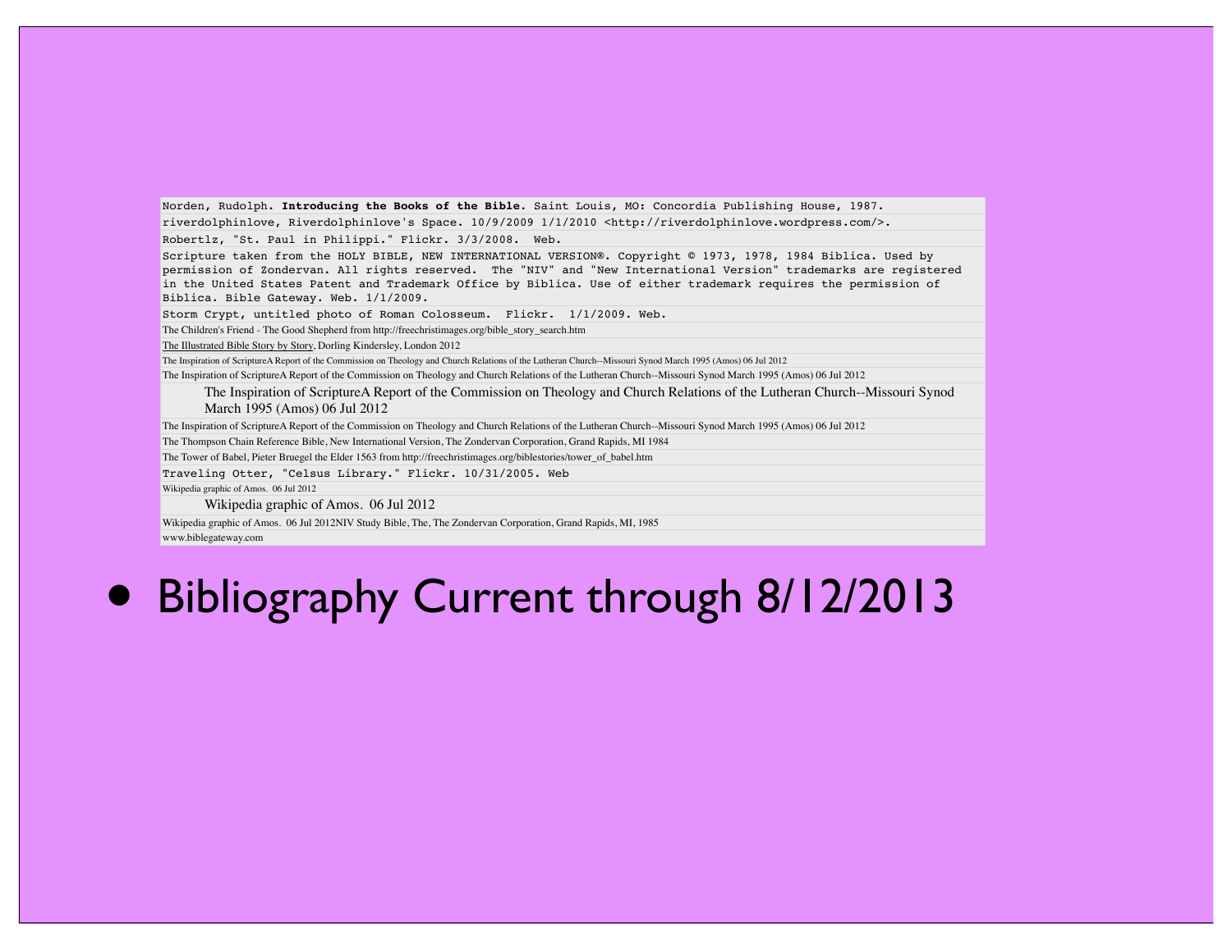Norden, Rudolph. **Introducing the Books of the Bible.** Saint Louis, MO: Concordia Publishing House, 1987.

riverdolphinlove, Riverdolphinlove's Space. 10/9/2009 1/1/2010 <http://riverdolphinlove.wordpress.com/>.

Robertlz, "St. Paul in Philippi." Flickr. 3/3/2008. Web.

Scripture taken from the HOLY BIBLE, NEW INTERNATIONAL VERSION®. Copyright © 1973, 1978, 1984 Biblica. Used by permission of Zondervan. All rights reserved. The "NIV" and "New International Version" trademarks are registered in the United States Patent and Trademark Office by Biblica. Use of either trademark requires the permission of Biblica. Bible Gateway. Web. 1/1/2009.

Storm Crypt, untitled photo of Roman Colosseum. Flickr. 1/1/2009. Web.

The Children's Friend - The Good Shepherd from http://freechristimages.org/bible_story_search.htm

The Illustrated Bible Story by Story, Dorling Kindersley, London 2012

The Inspiration of ScriptureA Report of the Commission on Theology and Church Relations of the Lutheran Church--Missouri Synod March 1995 (Amos) 06 Jul 2012

The Inspiration of ScriptureA Report of the Commission on Theology and Church Relations of the Lutheran Church--Missouri Synod March 1995 (Amos) 06 Jul 2012

The Inspiration of ScriptureA Report of the Commission on Theology and Church Relations of the Lutheran Church--Missouri Synod March 1995 (Amos) 06 Jul 2012

The Inspiration of ScriptureA Report of the Commission on Theology and Church Relations of the Lutheran Church--Missouri Synod March 1995 (Amos) 06 Jul 2012

The Thompson Chain Reference Bible, New International Version, The Zondervan Corporation, Grand Rapids, MI 1984

The Tower of Babel, Pieter Bruegel the Elder 1563 from http://freechristimages.org/biblestories/tower_of_babel.htm

Traveling Otter, "Celsus Library." Flickr. 10/31/2005. Web

Wikipedia graphic of Amos. 06 Jul 2012

Wikipedia graphic of Amos. 06 Jul 2012

Wikipedia graphic of Amos. 06 Jul 2012NIV Study Bible, The, The Zondervan Corporation, Grand Rapids, MI, 1985

www.biblegateway.com

- Bibliography Current through 8/12/2013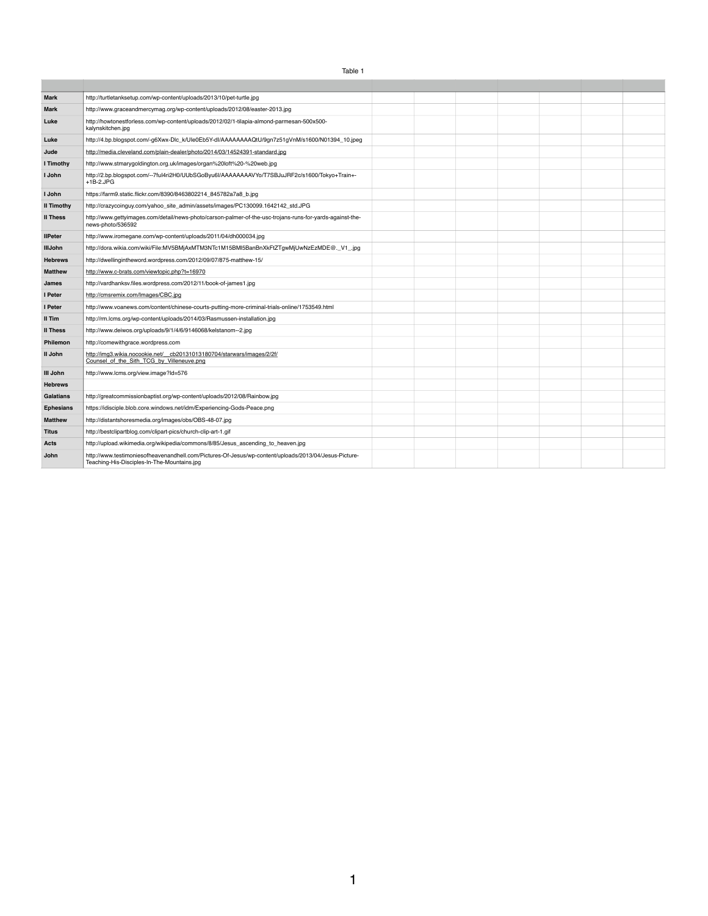Table 1

| | | | | | | | | |
|---|---|---|---|---|---|---|---|---|
| **Mark** | http://turtletanksetup.com/wp-content/uploads/2013/10/pet-turtle.jpg | | | | | | | |
| **Mark** | http://www.graceandmercymag.org/wp-content/uploads/2012/08/easter-2013.jpg | | | | | | | |
| **Luke** | http://howtonestforless.com/wp-content/uploads/2012/02/1-tilapia-almond-parmesan-500x500-kalynskitchen.jpg | | | | | | | |
| **Luke** | http://4.bp.blogspot.com/-g6Xwx-Dlc_k/UIe0Eb5Y-dI/AAAAAAAAQtU/9gn7z51gVnM/s1600/N01394_10.jpeg | | | | | | | |
| **Jude** | http://media.cleveland.com/plain-dealer/photo/2014/03/14524391-standard.jpg | | | | | | | |
| **I Timothy** | http://www.stmarygoldington.org.uk/images/organ%20loft%20-%20web.jpg | | | | | | | |
| **I John** | http://2.bp.blogspot.com/--7fuI4ri2H0/UUbSGoByu6I/AAAAAAAAVYo/T7SBJuJRF2c/s1600/Tokyo+Train+-+1B-2.JPG | | | | | | | |
| **I John** | https://farm9.static.flickr.com/8390/8463802214_845782a7a8_b.jpg | | | | | | | |
| **II Timothy** | http://crazycoinguy.com/yahoo_site_admin/assets/images/PC130099.1642142_std.JPG | | | | | | | |
| **II Thess** | http://www.gettyimages.com/detail/news-photo/carson-palmer-of-the-usc-trojans-runs-for-yards-against-the-news-photo/536592 | | | | | | | |
| **IIPeter** | http://www.iromegane.com/wp-content/uploads/2011/04/dh000034.jpg | | | | | | | |
| **IIIJohn** | http://dora.wikia.com/wiki/File:MV5BMjAxMTM3NTc1M15BMl5BanBnXkFtZTgwMjUwNzEzMDE@._V1_.jpg | | | | | | | |
| **Hebrews** | http://dwellingintheword.wordpress.com/2012/09/07/875-matthew-15/ | | | | | | | |
| **Matthew** | http://www.c-brats.com/viewtopic.php?t=16970 | | | | | | | |
| **James** | http://vardhanksv.files.wordpress.com/2012/11/book-of-james1.jpg | | | | | | | |
| **I Peter** | http://cmsremix.com/Images/CBC.jpg | | | | | | | |
| **I Peter** | http://www.voanews.com/content/chinese-courts-putting-more-criminal-trials-online/1753549.html | | | | | | | |
| **II Tim** | http://rm.lcms.org/wp-content/uploads/2014/03/Rasmussen-installation.jpg | | | | | | | |
| **II Thess** | http://www.deiwos.org/uploads/9/1/4/6/9146068/kelstanom--2.jpg | | | | | | | |
| **Philemon** | http://comewithgrace.wordpress.com | | | | | | | |
| **II John** | http://img3.wikia.nocookie.net/__cb20131013180704/starwars/images/2/2f/Counsel_of_the_Sith_TCG_by_Villeneuve.png | | | | | | | |
| **III John** | http://www.lcms.org/view.image?Id=576 | | | | | | | |
| **Hebrews** | | | | | | | | |
| **Galatians** | http://greatcommissionbaptist.org/wp-content/uploads/2012/08/Rainbow.jpg | | | | | | | |
| **Ephesians** | https://idisciple.blob.core.windows.net/idm/Experiencing-Gods-Peace.png | | | | | | | |
| **Matthew** | http://distantshoresmedia.org/images/obs/OBS-48-07.jpg | | | | | | | |
| **Titus** | http://bestclipartblog.com/clipart-pics/church-clip-art-1.gif | | | | | | | |
| **Acts** | http://upload.wikimedia.org/wikipedia/commons/8/85/Jesus_ascending_to_heaven.jpg | | | | | | | |
| **John** | http://www.testimoniesofheavenandhell.com/Pictures-Of-Jesus/wp-content/uploads/2013/04/Jesus-Picture-Teaching-His-Disciples-In-The-Mountains.jpg | | | | | | | |